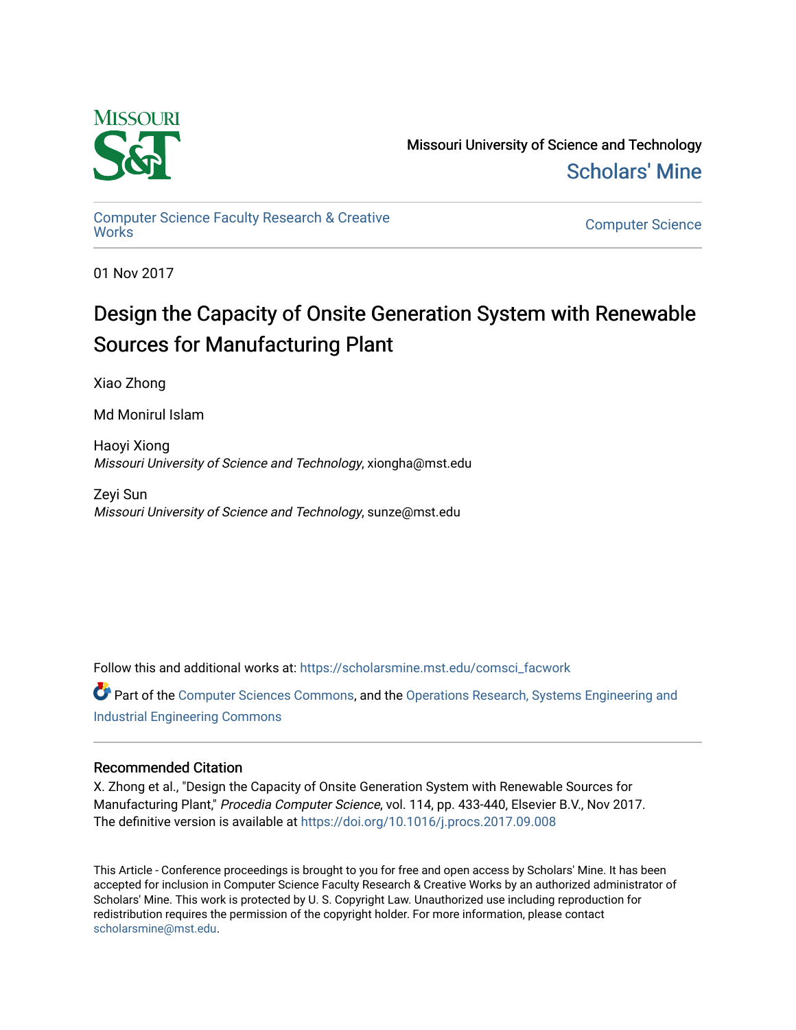Missouri University of Science and Technology

Scholars' Mine

Computer Science Faculty Research & Creative Works

Computer Science

01 Nov 2017

# Design the Capacity of Onsite Generation System with Renewable Sources for Manufacturing Plant

Xiao Zhong

Md Monirul Islam

Haoyi Xiong
*Missouri University of Science and Technology*, xiongha@mst.edu

Zeyi Sun
*Missouri University of Science and Technology*, sunze@mst.edu

Follow this and additional works at: https://scholarsmine.mst.edu/comsci_facwork

Part of the Computer Sciences Commons, and the Operations Research, Systems Engineering and Industrial Engineering Commons

## Recommended Citation

X. Zhong et al., "Design the Capacity of Onsite Generation System with Renewable Sources for Manufacturing Plant," *Procedia Computer Science*, vol. 114, pp. 433-440, Elsevier B.V., Nov 2017.
The definitive version is available at https://doi.org/10.1016/j.procs.2017.09.008

This Article - Conference proceedings is brought to you for free and open access by Scholars' Mine. It has been accepted for inclusion in Computer Science Faculty Research & Creative Works by an authorized administrator of Scholars' Mine. This work is protected by U. S. Copyright Law. Unauthorized use including reproduction for redistribution requires the permission of the copyright holder. For more information, please contact scholarsmine@mst.edu.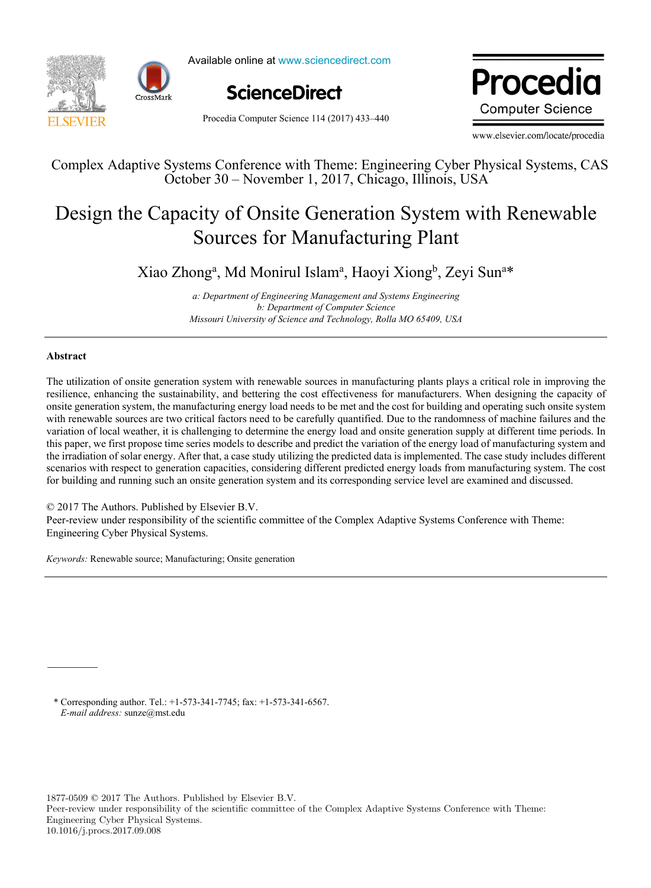Complex Adaptive Systems Conference with Theme: Engineering Cyber Physical Systems, CAS October 30 – November 1, 2017, Chicago, Illinois, USA

# Design the Capacity of Onsite Generation System with Renewable Sources for Manufacturing Plant

Xiao Zhong[a], Md Monirul Islam[a], Haoyi Xiong[b], Zeyi Sun[a]*

*a: Department of Engineering Management and Systems Engineering*
*b: Department of Computer Science*
*Missouri University of Science and Technology, Rolla MO 65409, USA*

---

## Abstract

The utilization of onsite generation system with renewable sources in manufacturing plants plays a critical role in improving the resilience, enhancing the sustainability, and bettering the cost effectiveness for manufacturers. When designing the capacity of onsite generation system, the manufacturing energy load needs to be met and the cost for building and operating such onsite system with renewable sources are two critical factors need to be carefully quantified. Due to the randomness of machine failures and the variation of local weather, it is challenging to determine the energy load and onsite generation supply at different time periods. In this paper, we first propose time series models to describe and predict the variation of the energy load of manufacturing system and the irradiation of solar energy. After that, a case study utilizing the predicted data is implemented. The case study includes different scenarios with respect to generation capacities, considering different predicted energy loads from manufacturing system. The cost for building and running such an onsite generation system and its corresponding service level are examined and discussed.

© 2017 The Authors. Published by Elsevier B.V.
Peer-review under responsibility of the scientific committee of the Complex Adaptive Systems Conference with Theme: Engineering Cyber Physical Systems.

*Keywords:* Renewable source; Manufacturing; Onsite generation

---

\* Corresponding author. Tel.: +1-573-341-7745; fax: +1-573-341-6567.
*E-mail address:* sunze@mst.edu

1877-0509 © 2017 The Authors. Published by Elsevier B.V.
Peer-review under responsibility of the scientific committee of the Complex Adaptive Systems Conference with Theme: Engineering Cyber Physical Systems.
10.1016/j.procs.2017.09.008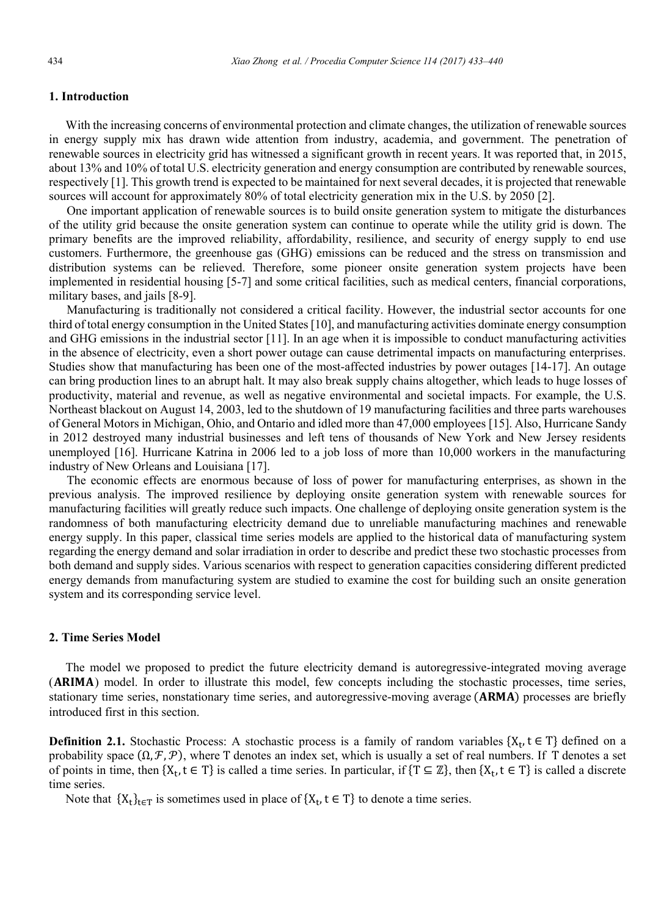## 1. Introduction

With the increasing concerns of environmental protection and climate changes, the utilization of renewable sources in energy supply mix has drawn wide attention from industry, academia, and government. The penetration of renewable sources in electricity grid has witnessed a significant growth in recent years. It was reported that, in 2015, about 13% and 10% of total U.S. electricity generation and energy consumption are contributed by renewable sources, respectively [1]. This growth trend is expected to be maintained for next several decades, it is projected that renewable sources will account for approximately 80% of total electricity generation mix in the U.S. by 2050 [2].

One important application of renewable sources is to build onsite generation system to mitigate the disturbances of the utility grid because the onsite generation system can continue to operate while the utility grid is down. The primary benefits are the improved reliability, affordability, resilience, and security of energy supply to end use customers. Furthermore, the greenhouse gas (GHG) emissions can be reduced and the stress on transmission and distribution systems can be relieved. Therefore, some pioneer onsite generation system projects have been implemented in residential housing [5-7] and some critical facilities, such as medical centers, financial corporations, military bases, and jails [8-9].

Manufacturing is traditionally not considered a critical facility. However, the industrial sector accounts for one third of total energy consumption in the United States [10], and manufacturing activities dominate energy consumption and GHG emissions in the industrial sector [11]. In an age when it is impossible to conduct manufacturing activities in the absence of electricity, even a short power outage can cause detrimental impacts on manufacturing enterprises. Studies show that manufacturing has been one of the most-affected industries by power outages [14-17]. An outage can bring production lines to an abrupt halt. It may also break supply chains altogether, which leads to huge losses of productivity, material and revenue, as well as negative environmental and societal impacts. For example, the U.S. Northeast blackout on August 14, 2003, led to the shutdown of 19 manufacturing facilities and three parts warehouses of General Motors in Michigan, Ohio, and Ontario and idled more than 47,000 employees [15]. Also, Hurricane Sandy in 2012 destroyed many industrial businesses and left tens of thousands of New York and New Jersey residents unemployed [16]. Hurricane Katrina in 2006 led to a job loss of more than 10,000 workers in the manufacturing industry of New Orleans and Louisiana [17].

The economic effects are enormous because of loss of power for manufacturing enterprises, as shown in the previous analysis. The improved resilience by deploying onsite generation system with renewable sources for manufacturing facilities will greatly reduce such impacts. One challenge of deploying onsite generation system is the randomness of both manufacturing electricity demand due to unreliable manufacturing machines and renewable energy supply. In this paper, classical time series models are applied to the historical data of manufacturing system regarding the energy demand and solar irradiation in order to describe and predict these two stochastic processes from both demand and supply sides. Various scenarios with respect to generation capacities considering different predicted energy demands from manufacturing system are studied to examine the cost for building such an onsite generation system and its corresponding service level.

## 2. Time Series Model

The model we proposed to predict the future electricity demand is autoregressive-integrated moving average (**ARIMA**) model. In order to illustrate this model, few concepts including the stochastic processes, time series, stationary time series, nonstationary time series, and autoregressive-moving average (**ARMA**) processes are briefly introduced first in this section.

**Definition 2.1.** Stochastic Process: A stochastic process is a family of random variables $\{X_t, t \in T\}$ defined on a probability space $(\Omega, \mathcal{F}, \mathcal{P})$, where T denotes an index set, which is usually a set of real numbers. If T denotes a set of points in time, then $\{X_t, t \in T\}$ is called a time series. In particular, if $\{T \subseteq \mathbb{Z}\}$, then $\{X_t, t \in T\}$ is called a discrete time series.

Note that $\{X_t\}_{t \in T}$ is sometimes used in place of $\{X_t, t \in T\}$ to denote a time series.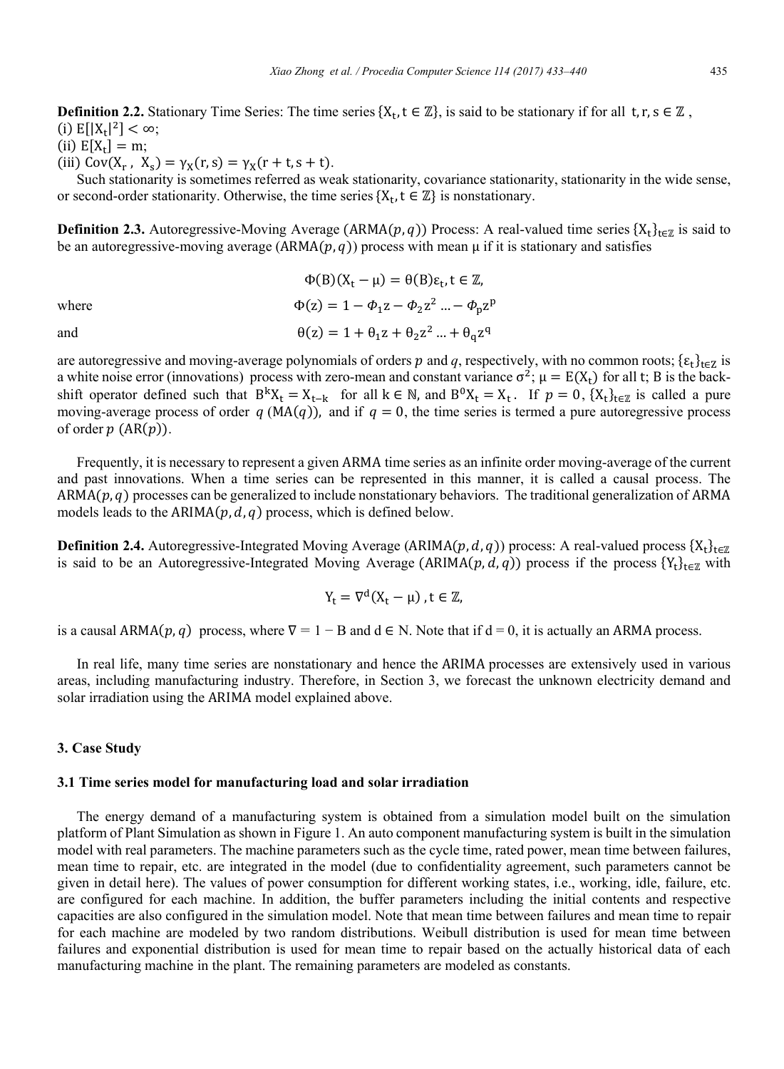**Definition 2.2.** Stationary Time Series: The time series $\{X_t, t \in \mathbb{Z}\}$, is said to be stationary if for all $t, r, s \in \mathbb{Z}$ ,

(i) $E[|X_t|^2] < \infty$;

(ii) $E[X_t] = m$;

(iii) $Cov(X_r, X_s) = \gamma_X(r, s) = \gamma_X(r + t, s + t)$.

Such stationarity is sometimes referred as weak stationarity, covariance stationarity, stationarity in the wide sense, or second-order stationarity. Otherwise, the time series $\{X_t, t \in \mathbb{Z}\}$ is nonstationary.

**Definition 2.3.** Autoregressive-Moving Average (ARMA$(p, q)$) Process: A real-valued time series $\{X_t\}_{t\in\mathbb{Z}}$ is said to be an autoregressive-moving average (ARMA$(p, q)$) process with mean μ if it is stationary and satisfies

$$\Phi(B)(X_t - \mu) = \theta(B)\varepsilon_t, t \in \mathbb{Z},$$

where

$$\Phi(z) = 1 - \Phi_1 z - \Phi_2 z^2 \ldots - \Phi_p z^p$$

and

$$\theta(z) = 1 + \theta_1 z + \theta_2 z^2 \ldots + \theta_q z^q$$

are autoregressive and moving-average polynomials of orders $p$ and $q$, respectively, with no common roots; $\{\varepsilon_t\}_{t\in Z}$ is a white noise error (innovations) process with zero-mean and constant variance $\sigma^2$; $\mu = E(X_t)$ for all t; B is the back-shift operator defined such that $B^k X_t = X_{t-k}$ for all $k \in \mathbb{N}$, and $B^0 X_t = X_t$. If $p = 0$, $\{X_t\}_{t\in\mathbb{Z}}$ is called a pure moving-average process of order $q$ (MA$(q)$), and if $q = 0$, the time series is termed a pure autoregressive process of order $p$ (AR$(p)$).

Frequently, it is necessary to represent a given ARMA time series as an infinite order moving-average of the current and past innovations. When a time series can be represented in this manner, it is called a causal process. The ARMA$(p, q)$ processes can be generalized to include nonstationary behaviors. The traditional generalization of ARMA models leads to the ARIMA$(p, d, q)$ process, which is defined below.

**Definition 2.4.** Autoregressive-Integrated Moving Average (ARIMA$(p, d, q)$) process: A real-valued process $\{X_t\}_{t\in\mathbb{Z}}$ is said to be an Autoregressive-Integrated Moving Average (ARIMA$(p, d, q)$) process if the process $\{Y_t\}_{t\in\mathbb{Z}}$ with

$$Y_t = \nabla^d (X_t - \mu), t \in \mathbb{Z},$$

is a causal ARMA$(p, q)$ process, where $\nabla = 1 - B$ and $d \in N$. Note that if $d = 0$, it is actually an ARMA process.

In real life, many time series are nonstationary and hence the ARIMA processes are extensively used in various areas, including manufacturing industry. Therefore, in Section 3, we forecast the unknown electricity demand and solar irradiation using the ARIMA model explained above.

## 3. Case Study

### 3.1 Time series model for manufacturing load and solar irradiation

The energy demand of a manufacturing system is obtained from a simulation model built on the simulation platform of Plant Simulation as shown in Figure 1. An auto component manufacturing system is built in the simulation model with real parameters. The machine parameters such as the cycle time, rated power, mean time between failures, mean time to repair, etc. are integrated in the model (due to confidentiality agreement, such parameters cannot be given in detail here). The values of power consumption for different working states, i.e., working, idle, failure, etc. are configured for each machine. In addition, the buffer parameters including the initial contents and respective capacities are also configured in the simulation model. Note that mean time between failures and mean time to repair for each machine are modeled by two random distributions. Weibull distribution is used for mean time between failures and exponential distribution is used for mean time to repair based on the actually historical data of each manufacturing machine in the plant. The remaining parameters are modeled as constants.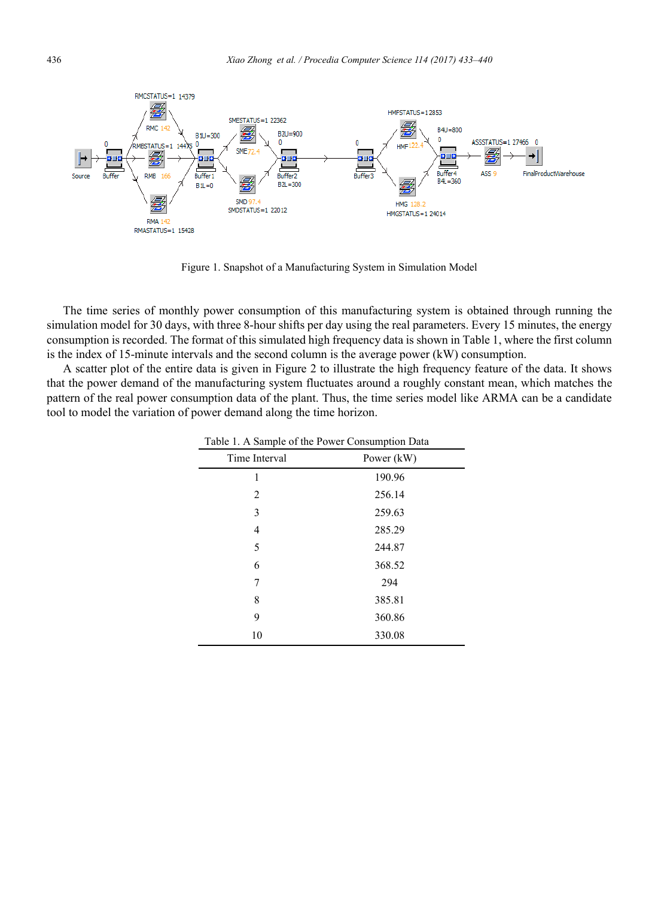Figure 1. Snapshot of a Manufacturing System in Simulation Model

The time series of monthly power consumption of this manufacturing system is obtained through running the simulation model for 30 days, with three 8-hour shifts per day using the real parameters. Every 15 minutes, the energy consumption is recorded. The format of this simulated high frequency data is shown in Table 1, where the first column is the index of 15-minute intervals and the second column is the average power (kW) consumption.

A scatter plot of the entire data is given in Figure 2 to illustrate the high frequency feature of the data. It shows that the power demand of the manufacturing system fluctuates around a roughly constant mean, which matches the pattern of the real power consumption data of the plant. Thus, the time series model like ARMA can be a candidate tool to model the variation of power demand along the time horizon.

Table 1. A Sample of the Power Consumption Data

| Time Interval | Power (kW) |
|---|---|
| 1 | 190.96 |
| 2 | 256.14 |
| 3 | 259.63 |
| 4 | 285.29 |
| 5 | 244.87 |
| 6 | 368.52 |
| 7 | 294 |
| 8 | 385.81 |
| 9 | 360.86 |
| 10 | 330.08 |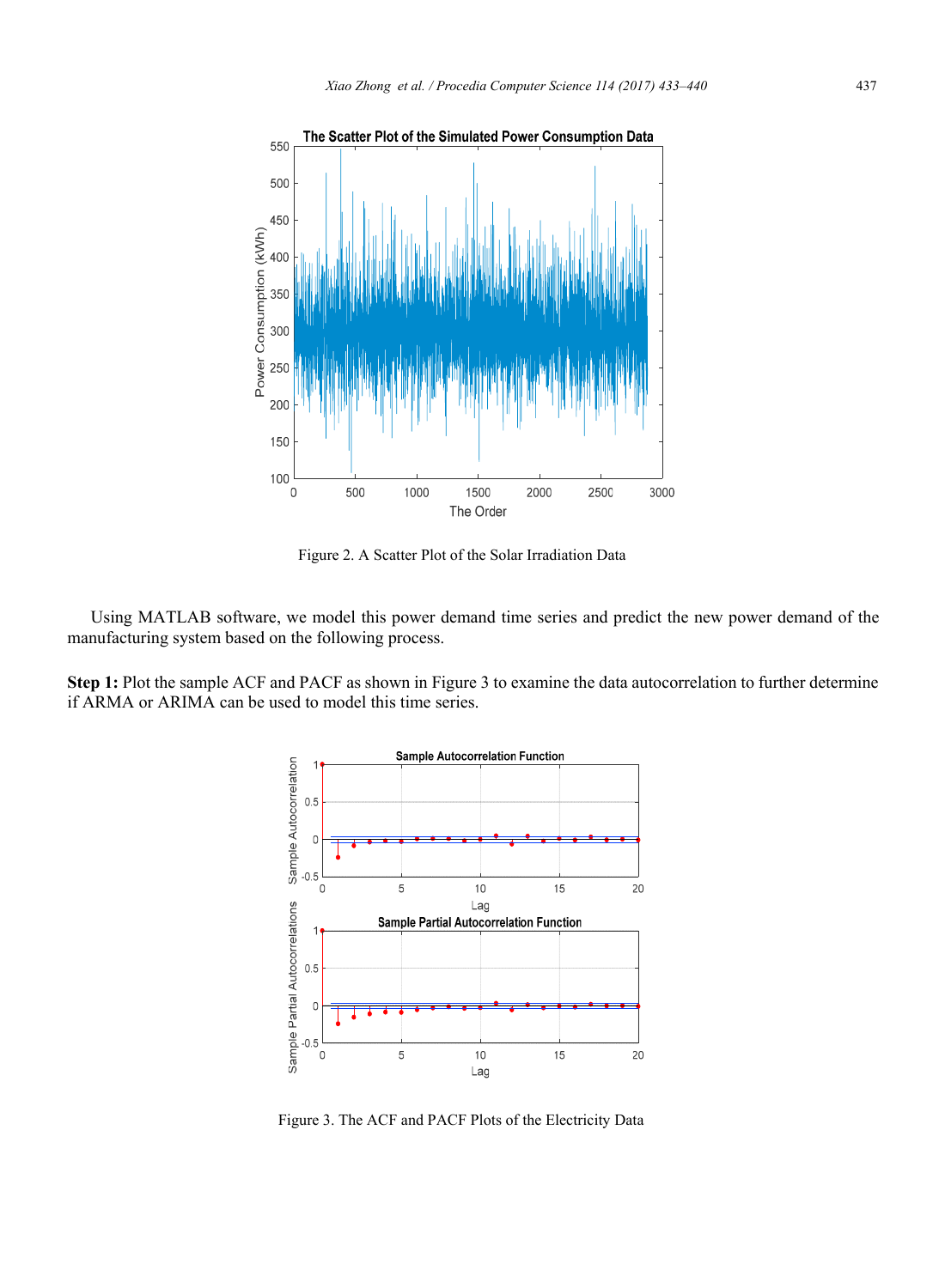Figure 2. A Scatter Plot of the Solar Irradiation Data

Using MATLAB software, we model this power demand time series and predict the new power demand of the manufacturing system based on the following process.

**Step 1:** Plot the sample ACF and PACF as shown in Figure 3 to examine the data autocorrelation to further determine if ARMA or ARIMA can be used to model this time series.

Figure 3. The ACF and PACF Plots of the Electricity Data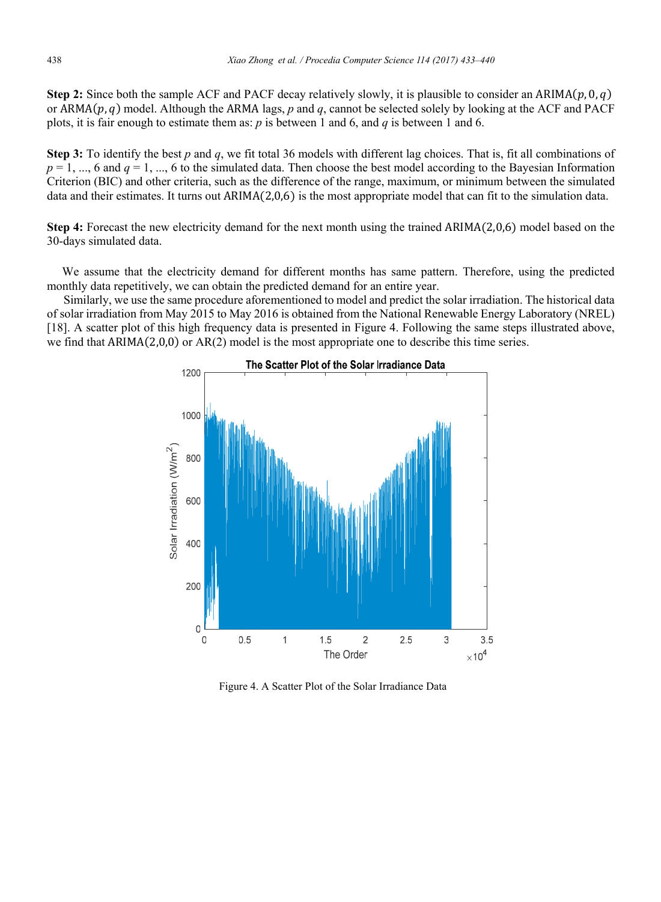**Step 2:** Since both the sample ACF and PACF decay relatively slowly, it is plausible to consider an ARIMA$(p, 0, q)$ or ARMA$(p, q)$ model. Although the ARMA lags, $p$ and $q$, cannot be selected solely by looking at the ACF and PACF plots, it is fair enough to estimate them as: $p$ is between 1 and 6, and $q$ is between 1 and 6.

**Step 3:** To identify the best $p$ and $q$, we fit total 36 models with different lag choices. That is, fit all combinations of $p = 1, ..., 6$ and $q = 1, ..., 6$ to the simulated data. Then choose the best model according to the Bayesian Information Criterion (BIC) and other criteria, such as the difference of the range, maximum, or minimum between the simulated data and their estimates. It turns out ARIMA(2,0,6) is the most appropriate model that can fit to the simulation data.

**Step 4:** Forecast the new electricity demand for the next month using the trained ARIMA(2,0,6) model based on the 30-days simulated data.

We assume that the electricity demand for different months has same pattern. Therefore, using the predicted monthly data repetitively, we can obtain the predicted demand for an entire year.

Similarly, we use the same procedure aforementioned to model and predict the solar irradiation. The historical data of solar irradiation from May 2015 to May 2016 is obtained from the National Renewable Energy Laboratory (NREL) [18]. A scatter plot of this high frequency data is presented in Figure 4. Following the same steps illustrated above, we find that ARIMA(2,0,0) or AR(2) model is the most appropriate one to describe this time series.

Figure 4. A Scatter Plot of the Solar Irradiance Data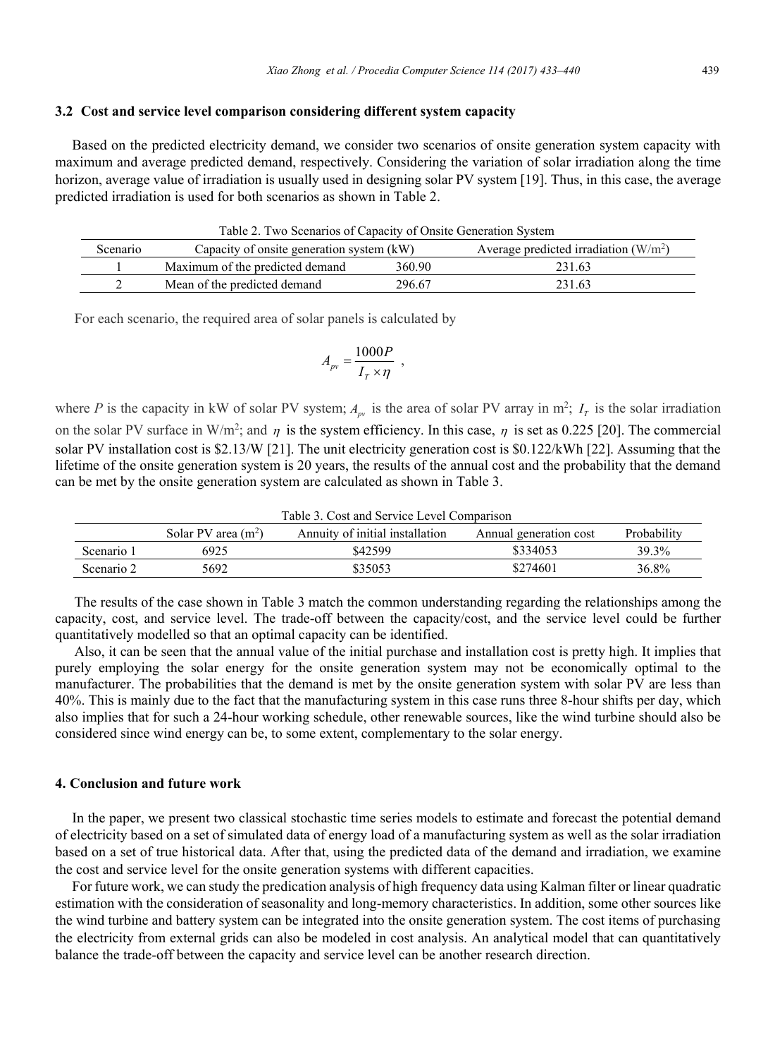### 3.2 Cost and service level comparison considering different system capacity

Based on the predicted electricity demand, we consider two scenarios of onsite generation system capacity with maximum and average predicted demand, respectively. Considering the variation of solar irradiation along the time horizon, average value of irradiation is usually used in designing solar PV system [19]. Thus, in this case, the average predicted irradiation is used for both scenarios as shown in Table 2.

Table 2. Two Scenarios of Capacity of Onsite Generation System

| Scenario | Capacity of onsite generation system (kW) | | Average predicted irradiation (W/m$^2$) |
|---|---|---|---|
| 1 | Maximum of the predicted demand | 360.90 | 231.63 |
| 2 | Mean of the predicted demand | 296.67 | 231.63 |

For each scenario, the required area of solar panels is calculated by

$$A_{pv} = \frac{1000P}{I_T \times \eta} \ ,$$

where $P$ is the capacity in kW of solar PV system; $A_{pv}$ is the area of solar PV array in m$^2$; $I_T$ is the solar irradiation on the solar PV surface in W/m$^2$; and $\eta$ is the system efficiency. In this case, $\eta$ is set as 0.225 [20]. The commercial solar PV installation cost is $2.13/W [21]. The unit electricity generation cost is $0.122/kWh [22]. Assuming that the lifetime of the onsite generation system is 20 years, the results of the annual cost and the probability that the demand can be met by the onsite generation system are calculated as shown in Table 3.

Table 3. Cost and Service Level Comparison

| | Solar PV area (m$^2$) | Annuity of initial installation | Annual generation cost | Probability |
|---|---|---|---|---|
| Scenario 1 | 6925 | $42599 | $334053 | 39.3% |
| Scenario 2 | 5692 | $35053 | $274601 | 36.8% |

The results of the case shown in Table 3 match the common understanding regarding the relationships among the capacity, cost, and service level. The trade-off between the capacity/cost, and the service level could be further quantitatively modelled so that an optimal capacity can be identified.

Also, it can be seen that the annual value of the initial purchase and installation cost is pretty high. It implies that purely employing the solar energy for the onsite generation system may not be economically optimal to the manufacturer. The probabilities that the demand is met by the onsite generation system with solar PV are less than 40%. This is mainly due to the fact that the manufacturing system in this case runs three 8-hour shifts per day, which also implies that for such a 24-hour working schedule, other renewable sources, like the wind turbine should also be considered since wind energy can be, to some extent, complementary to the solar energy.

## 4. Conclusion and future work

In the paper, we present two classical stochastic time series models to estimate and forecast the potential demand of electricity based on a set of simulated data of energy load of a manufacturing system as well as the solar irradiation based on a set of true historical data. After that, using the predicted data of the demand and irradiation, we examine the cost and service level for the onsite generation systems with different capacities.

For future work, we can study the predication analysis of high frequency data using Kalman filter or linear quadratic estimation with the consideration of seasonality and long-memory characteristics. In addition, some other sources like the wind turbine and battery system can be integrated into the onsite generation system. The cost items of purchasing the electricity from external grids can also be modeled in cost analysis. An analytical model that can quantitatively balance the trade-off between the capacity and service level can be another research direction.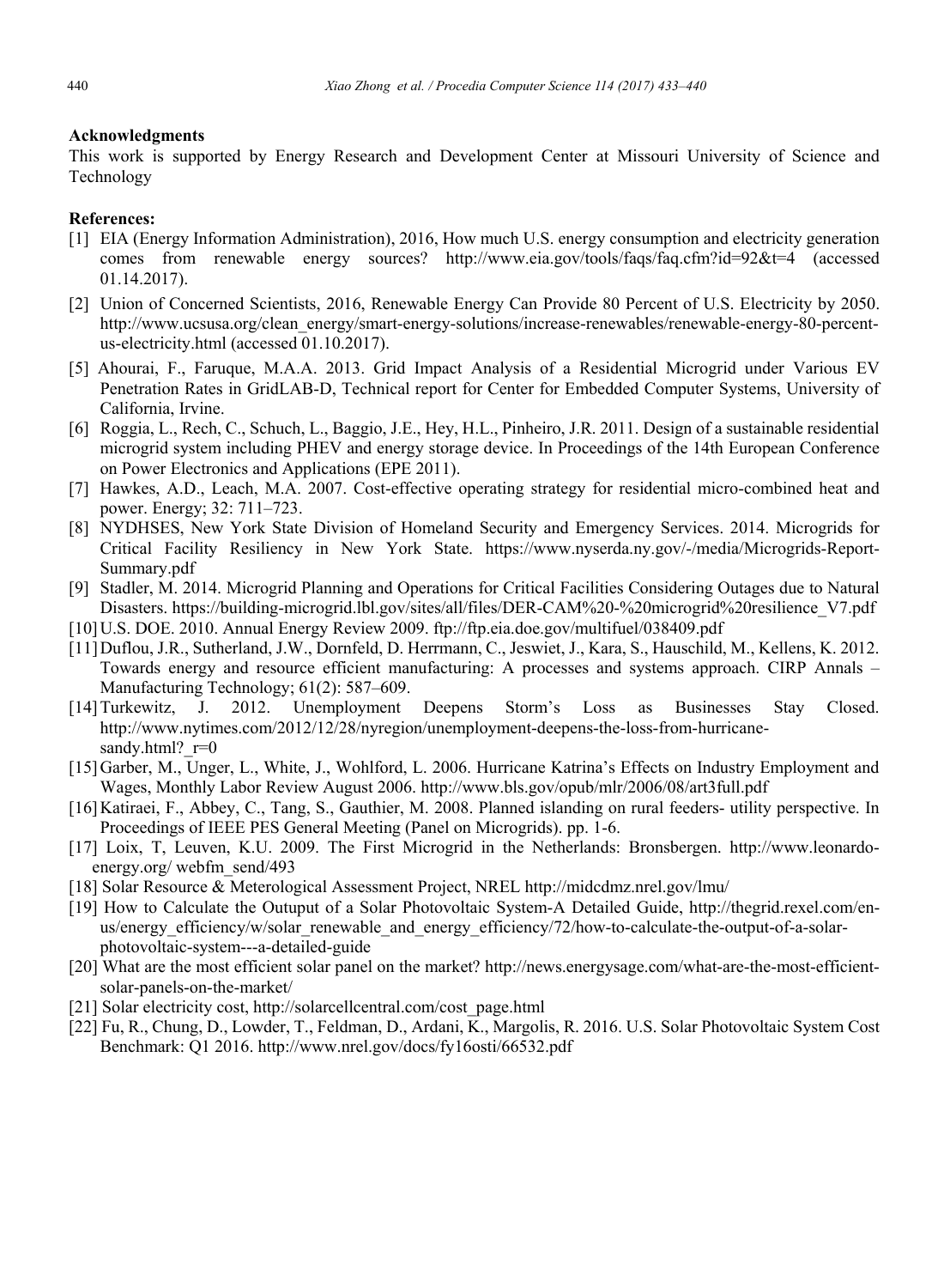## Acknowledgments

This work is supported by Energy Research and Development Center at Missouri University of Science and Technology

## References:

[1] EIA (Energy Information Administration), 2016, How much U.S. energy consumption and electricity generation comes from renewable energy sources? http://www.eia.gov/tools/faqs/faq.cfm?id=92&t=4 (accessed 01.14.2017).

[2] Union of Concerned Scientists, 2016, Renewable Energy Can Provide 80 Percent of U.S. Electricity by 2050. http://www.ucsusa.org/clean_energy/smart-energy-solutions/increase-renewables/renewable-energy-80-percent-us-electricity.html (accessed 01.10.2017).

[5] Ahourai, F., Faruque, M.A.A. 2013. Grid Impact Analysis of a Residential Microgrid under Various EV Penetration Rates in GridLAB-D, Technical report for Center for Embedded Computer Systems, University of California, Irvine.

[6] Roggia, L., Rech, C., Schuch, L., Baggio, J.E., Hey, H.L., Pinheiro, J.R. 2011. Design of a sustainable residential microgrid system including PHEV and energy storage device. In Proceedings of the 14th European Conference on Power Electronics and Applications (EPE 2011).

[7] Hawkes, A.D., Leach, M.A. 2007. Cost-effective operating strategy for residential micro-combined heat and power. Energy; 32: 711–723.

[8] NYDHSES, New York State Division of Homeland Security and Emergency Services. 2014. Microgrids for Critical Facility Resiliency in New York State. https://www.nyserda.ny.gov/-/media/Microgrids-Report-Summary.pdf

[9] Stadler, M. 2014. Microgrid Planning and Operations for Critical Facilities Considering Outages due to Natural Disasters. https://building-microgrid.lbl.gov/sites/all/files/DER-CAM%20-%20microgrid%20resilience_V7.pdf

[10] U.S. DOE. 2010. Annual Energy Review 2009. ftp://ftp.eia.doe.gov/multifuel/038409.pdf

[11] Duflou, J.R., Sutherland, J.W., Dornfeld, D. Herrmann, C., Jeswiet, J., Kara, S., Hauschild, M., Kellens, K. 2012. Towards energy and resource efficient manufacturing: A processes and systems approach. CIRP Annals – Manufacturing Technology; 61(2): 587–609.

[14] Turkewitz, J. 2012. Unemployment Deepens Storm's Loss as Businesses Stay Closed. http://www.nytimes.com/2012/12/28/nyregion/unemployment-deepens-the-loss-from-hurricane-sandy.html?_r=0

[15] Garber, M., Unger, L., White, J., Wohlford, L. 2006. Hurricane Katrina's Effects on Industry Employment and Wages, Monthly Labor Review August 2006. http://www.bls.gov/opub/mlr/2006/08/art3full.pdf

[16] Katiraei, F., Abbey, C., Tang, S., Gauthier, M. 2008. Planned islanding on rural feeders- utility perspective. In Proceedings of IEEE PES General Meeting (Panel on Microgrids). pp. 1-6.

[17] Loix, T, Leuven, K.U. 2009. The First Microgrid in the Netherlands: Bronsbergen. http://www.leonardo-energy.org/ webfm_send/493

[18] Solar Resource & Meterological Assessment Project, NREL http://midcdmz.nrel.gov/lmu/

[19] How to Calculate the Outuput of a Solar Photovoltaic System-A Detailed Guide, http://thegrid.rexel.com/en-us/energy_efficiency/w/solar_renewable_and_energy_efficiency/72/how-to-calculate-the-output-of-a-solar-photovoltaic-system---a-detailed-guide

[20] What are the most efficient solar panel on the market? http://news.energysage.com/what-are-the-most-efficient-solar-panels-on-the-market/

[21] Solar electricity cost, http://solarcellcentral.com/cost_page.html

[22] Fu, R., Chung, D., Lowder, T., Feldman, D., Ardani, K., Margolis, R. 2016. U.S. Solar Photovoltaic System Cost Benchmark: Q1 2016. http://www.nrel.gov/docs/fy16osti/66532.pdf